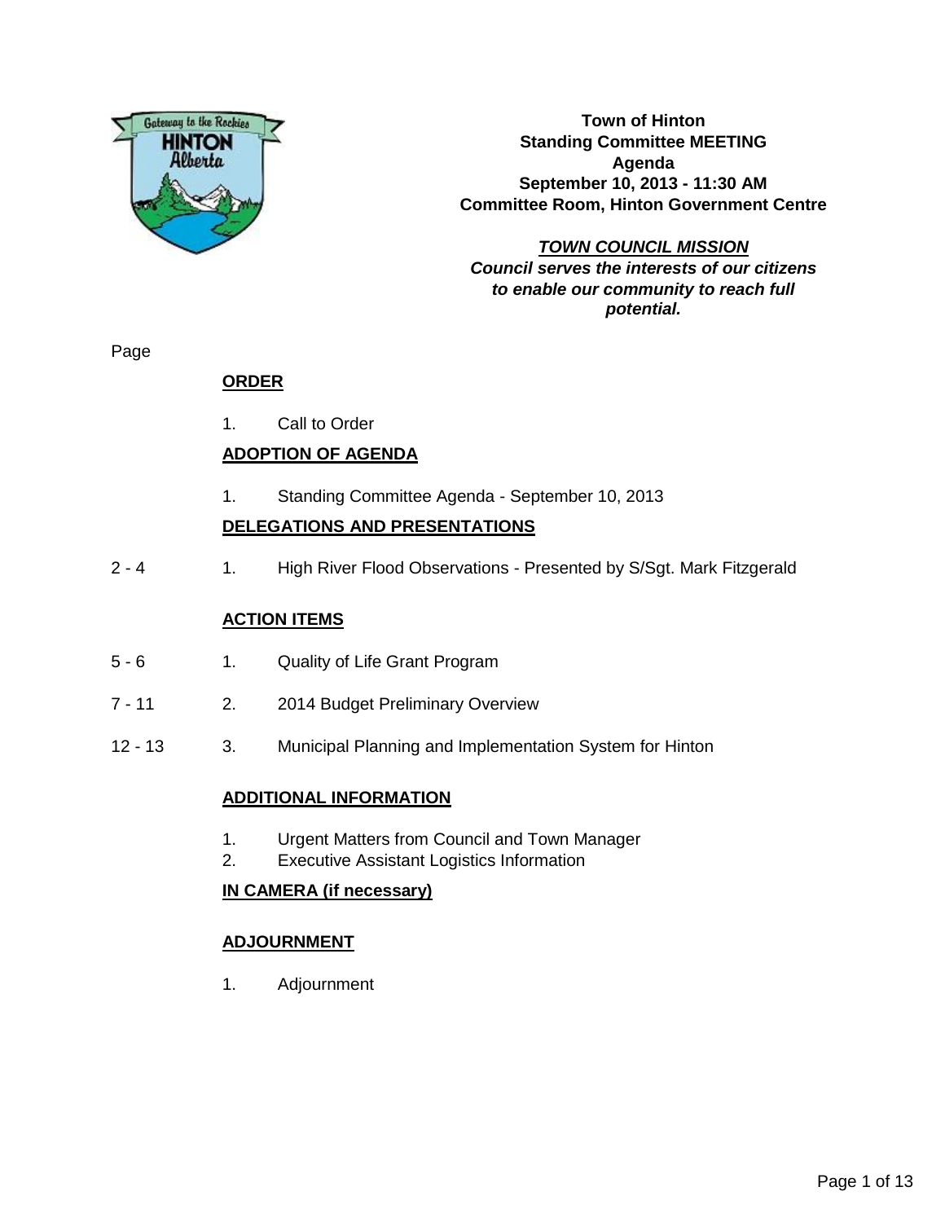**Town of Hinton**
**Standing Committee MEETING**
**Agenda**
**September 10, 2013 - 11:30 AM**
**Committee Room, Hinton Government Centre**

***TOWN COUNCIL MISSION***
***Council serves the interests of our citizens to enable our community to reach full potential.***

| Page | | |
|---|---|---|
| | **ORDER** | |
| | 1. | Call to Order |
| | **ADOPTION OF AGENDA** | |
| | 1. | Standing Committee Agenda - September 10, 2013 |
| | **DELEGATIONS AND PRESENTATIONS** | |
| 2 - 4 | 1. | High River Flood Observations - Presented by S/Sgt. Mark Fitzgerald |
| | **ACTION ITEMS** | |
| 5 - 6 | 1. | Quality of Life Grant Program |
| 7 - 11 | 2. | 2014 Budget Preliminary Overview |
| 12 - 13 | 3. | Municipal Planning and Implementation System for Hinton |
| | **ADDITIONAL INFORMATION** | |
| | 1. | Urgent Matters from Council and Town Manager |
| | 2. | Executive Assistant Logistics Information |
| | **IN CAMERA (if necessary)** | |
| | **ADJOURNMENT** | |
| | 1. | Adjournment |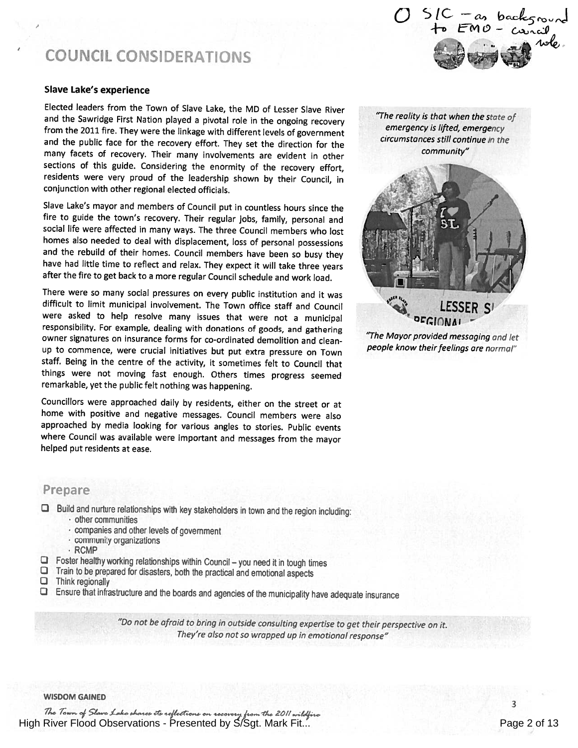① SIC – as background to EMO – council role.

# COUNCIL CONSIDERATIONS

### Slave Lake's experience

Elected leaders from the Town of Slave Lake, the MD of Lesser Slave River and the Sawridge First Nation played a pivotal role in the ongoing recovery from the 2011 fire. They were the linkage with different levels of government and the public face for the recovery effort. They set the direction for the many facets of recovery. Their many involvements are evident in other sections of this guide. Considering the enormity of the recovery effort, residents were very proud of the leadership shown by their Council, in conjunction with other regional elected officials.

Slave Lake's mayor and members of Council put in countless hours since the fire to guide the town's recovery. Their regular jobs, family, personal and social life were affected in many ways. The three Council members who lost homes also needed to deal with displacement, loss of personal possessions and the rebuild of their homes. Council members have been so busy they have had little time to reflect and relax. They expect it will take three years after the fire to get back to a more regular Council schedule and work load.

There were so many social pressures on every public institution and it was difficult to limit municipal involvement. The Town office staff and Council were asked to help resolve many issues that were not a municipal responsibility. For example, dealing with donations of goods, and gathering owner signatures on insurance forms for co-ordinated demolition and clean-up to commence, were crucial initiatives but put extra pressure on Town staff. Being in the centre of the activity, it sometimes felt to Council that things were not moving fast enough. Others times progress seemed remarkable, yet the public felt nothing was happening.

Councillors were approached daily by residents, either on the street or at home with positive and negative messages. Council members were also approached by media looking for various angles to stories. Public events where Council was available were important and messages from the mayor helped put residents at ease.

*"The reality is that when the state of emergency is lifted, emergency circumstances still continue in the community"*

*"The Mayor provided messaging and let people know their feelings are normal"*

## Prepare

- ☐ Build and nurture relationships with key stakeholders in town and the region including:
  - other communities
  - companies and other levels of government
  - community organizations
  - RCMP
- ☐ Foster healthy working relationships within Council – you need it in tough times
- ☐ Train to be prepared for disasters, both the practical and emotional aspects
- ☐ Think regionally
- ☐ Ensure that infrastructure and the boards and agencies of the municipality have adequate insurance

*"Do not be afraid to bring in outside consulting expertise to get their perspective on it. They're also not so wrapped up in emotional response"*

**WISDOM GAINED**

*The Town of Slave Lake shares its reflections on recovery from the 2011 wildfire*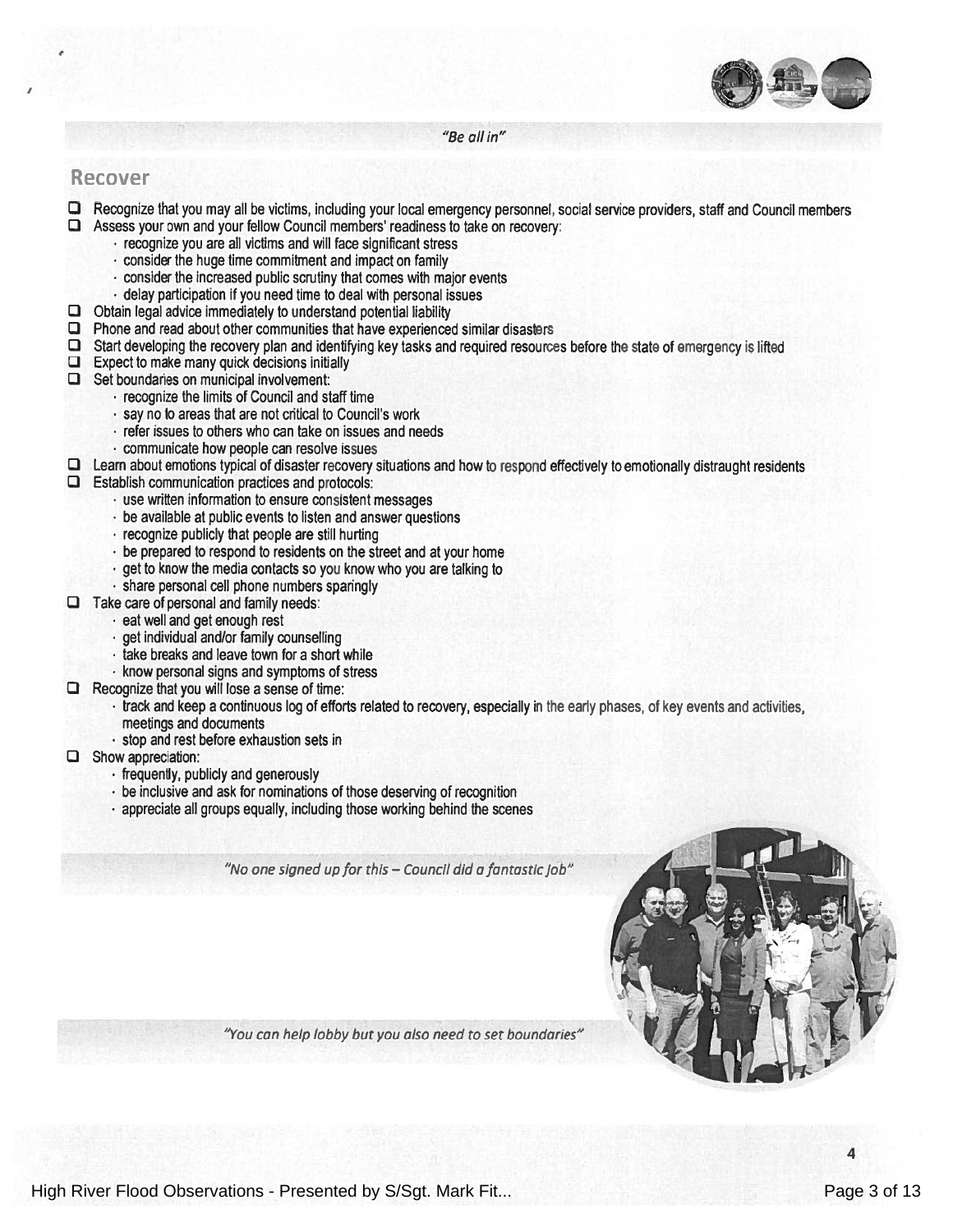*"Be all in"*

## Recover

- ☐ Recognize that you may all be victims, including your local emergency personnel, social service providers, staff and Council members
- ☐ Assess your own and your fellow Council members' readiness to take on recovery:
  - recognize you are all victims and will face significant stress
  - consider the huge time commitment and impact on family
  - consider the increased public scrutiny that comes with major events
  - delay participation if you need time to deal with personal issues
- ☐ Obtain legal advice immediately to understand potential liability
- ☐ Phone and read about other communities that have experienced similar disasters
- ☐ Start developing the recovery plan and identifying key tasks and required resources before the state of emergency is lifted
- ☐ Expect to make many quick decisions initially
- ☐ Set boundaries on municipal involvement:
  - recognize the limits of Council and staff time
  - say no to areas that are not critical to Council's work
  - refer issues to others who can take on issues and needs
  - communicate how people can resolve issues
- ☐ Learn about emotions typical of disaster recovery situations and how to respond effectively to emotionally distraught residents
- ☐ Establish communication practices and protocols:
  - use written information to ensure consistent messages
  - be available at public events to listen and answer questions
  - recognize publicly that people are still hurting
  - be prepared to respond to residents on the street and at your home
  - get to know the media contacts so you know who you are talking to
  - share personal cell phone numbers sparingly
- ☐ Take care of personal and family needs:
  - eat well and get enough rest
  - get individual and/or family counselling
  - take breaks and leave town for a short while
  - know personal signs and symptoms of stress
- ☐ Recognize that you will lose a sense of time:
  - track and keep a continuous log of efforts related to recovery, especially in the early phases, of key events and activities, meetings and documents
  - stop and rest before exhaustion sets in
- ☐ Show appreciation:
  - frequently, publicly and generously
  - be inclusive and ask for nominations of those deserving of recognition
  - appreciate all groups equally, including those working behind the scenes

*"No one signed up for this – Council did a fantastic job"*

*"You can help lobby but you also need to set boundaries"*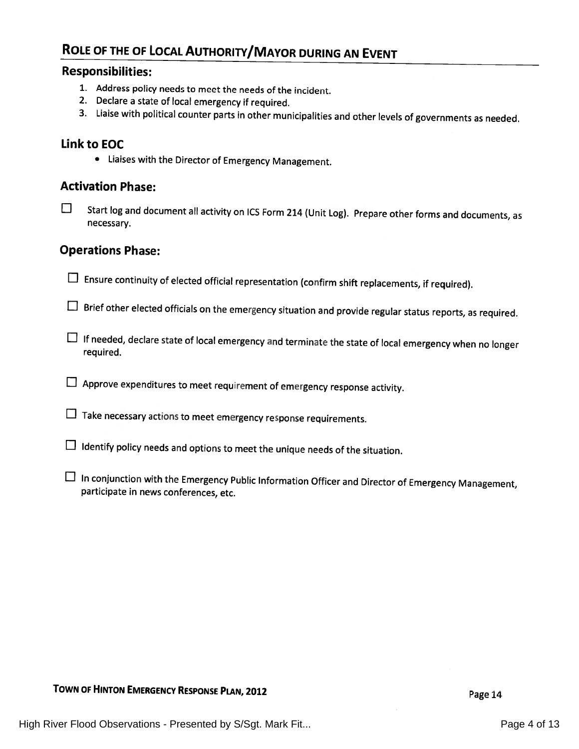## ROLE OF THE OF LOCAL AUTHORITY/MAYOR DURING AN EVENT

### Responsibilities:

1. Address policy needs to meet the needs of the incident.
2. Declare a state of local emergency if required.
3. Liaise with political counter parts in other municipalities and other levels of governments as needed.

### Link to EOC

- Liaises with the Director of Emergency Management.

### Activation Phase:

- ☐ Start log and document all activity on ICS Form 214 (Unit Log). Prepare other forms and documents, as necessary.

### Operations Phase:

- ☐ Ensure continuity of elected official representation (confirm shift replacements, if required).
- ☐ Brief other elected officials on the emergency situation and provide regular status reports, as required.
- ☐ If needed, declare state of local emergency and terminate the state of local emergency when no longer required.
- ☐ Approve expenditures to meet requirement of emergency response activity.
- ☐ Take necessary actions to meet emergency response requirements.
- ☐ Identify policy needs and options to meet the unique needs of the situation.
- ☐ In conjunction with the Emergency Public Information Officer and Director of Emergency Management, participate in news conferences, etc.

**TOWN OF HINTON EMERGENCY RESPONSE PLAN, 2012**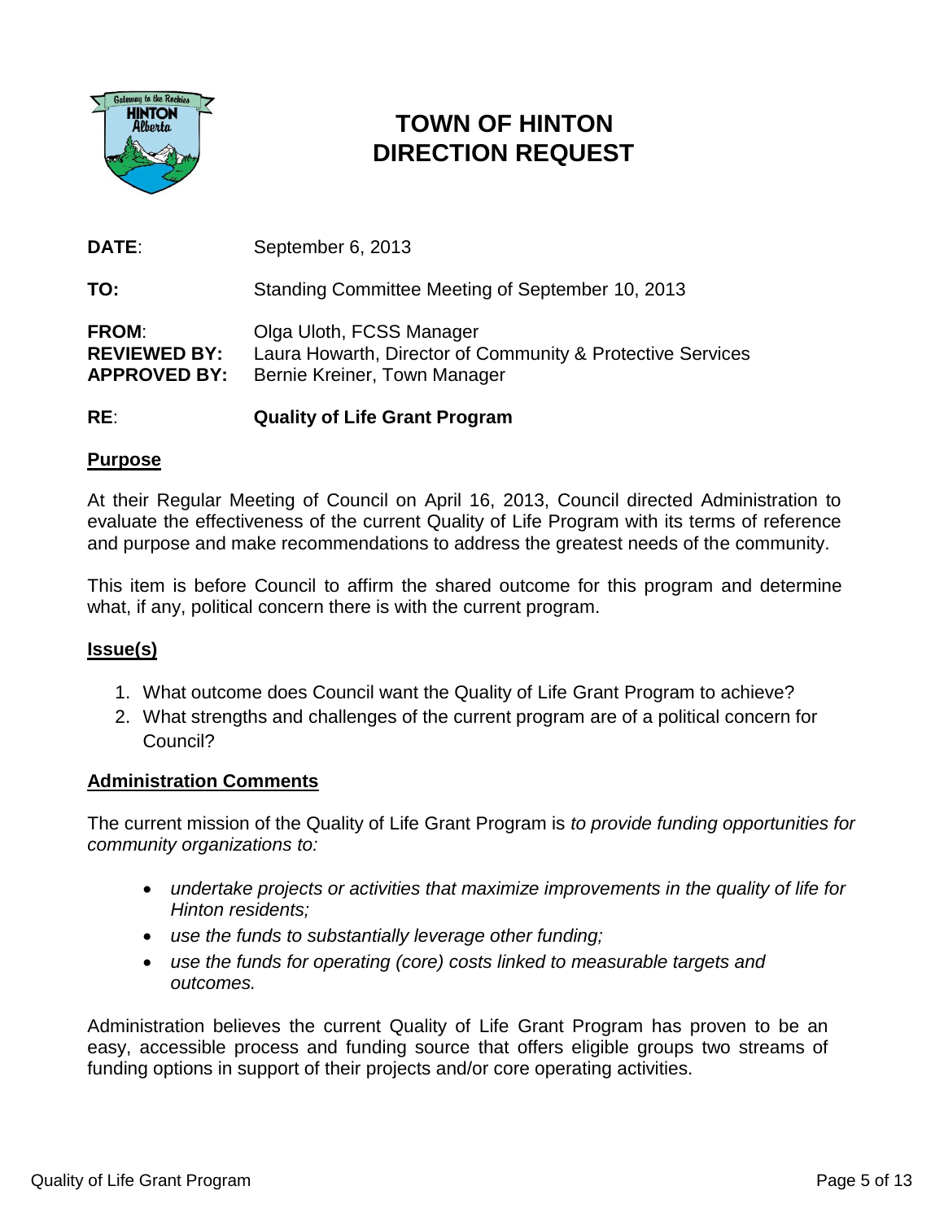# TOWN OF HINTON
# DIRECTION REQUEST

**DATE**: September 6, 2013

**TO:** Standing Committee Meeting of September 10, 2013

**FROM**: Olga Uloth, FCSS Manager
**REVIEWED BY:** Laura Howarth, Director of Community & Protective Services
**APPROVED BY:** Bernie Kreiner, Town Manager

**RE**: **Quality of Life Grant Program**

## Purpose

At their Regular Meeting of Council on April 16, 2013, Council directed Administration to evaluate the effectiveness of the current Quality of Life Program with its terms of reference and purpose and make recommendations to address the greatest needs of the community.

This item is before Council to affirm the shared outcome for this program and determine what, if any, political concern there is with the current program.

## Issue(s)

1. What outcome does Council want the Quality of Life Grant Program to achieve?
2. What strengths and challenges of the current program are of a political concern for Council?

## Administration Comments

The current mission of the Quality of Life Grant Program is *to provide funding opportunities for community organizations to:*

- *undertake projects or activities that maximize improvements in the quality of life for Hinton residents;*
- *use the funds to substantially leverage other funding;*
- *use the funds for operating (core) costs linked to measurable targets and outcomes.*

Administration believes the current Quality of Life Grant Program has proven to be an easy, accessible process and funding source that offers eligible groups two streams of funding options in support of their projects and/or core operating activities.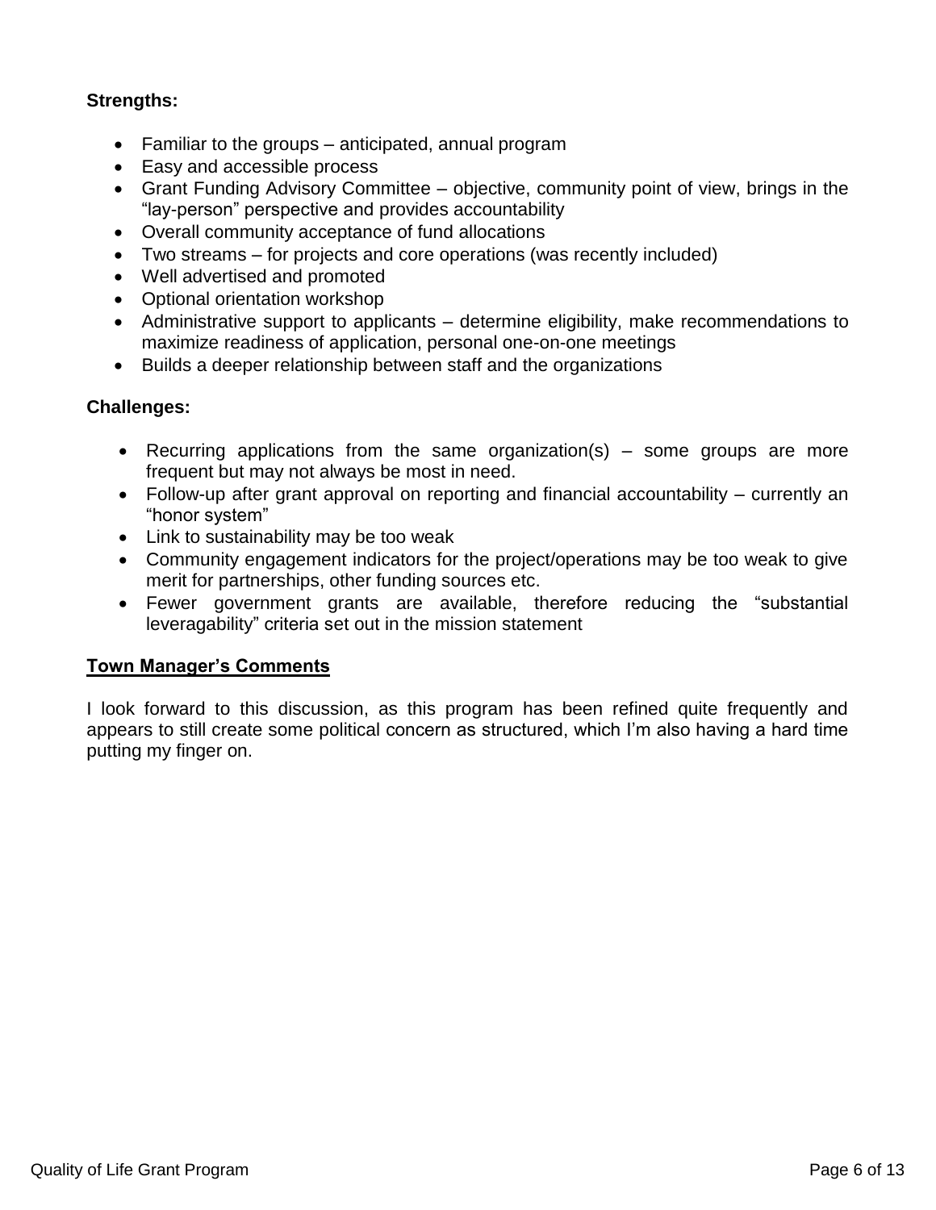**Strengths:**

- Familiar to the groups – anticipated, annual program
- Easy and accessible process
- Grant Funding Advisory Committee – objective, community point of view, brings in the "lay-person" perspective and provides accountability
- Overall community acceptance of fund allocations
- Two streams – for projects and core operations (was recently included)
- Well advertised and promoted
- Optional orientation workshop
- Administrative support to applicants – determine eligibility, make recommendations to maximize readiness of application, personal one-on-one meetings
- Builds a deeper relationship between staff and the organizations

**Challenges:**

- Recurring applications from the same organization(s) – some groups are more frequent but may not always be most in need.
- Follow-up after grant approval on reporting and financial accountability – currently an "honor system"
- Link to sustainability may be too weak
- Community engagement indicators for the project/operations may be too weak to give merit for partnerships, other funding sources etc.
- Fewer government grants are available, therefore reducing the "substantial leveragability" criteria set out in the mission statement

## Town Manager's Comments

I look forward to this discussion, as this program has been refined quite frequently and appears to still create some political concern as structured, which I'm also having a hard time putting my finger on.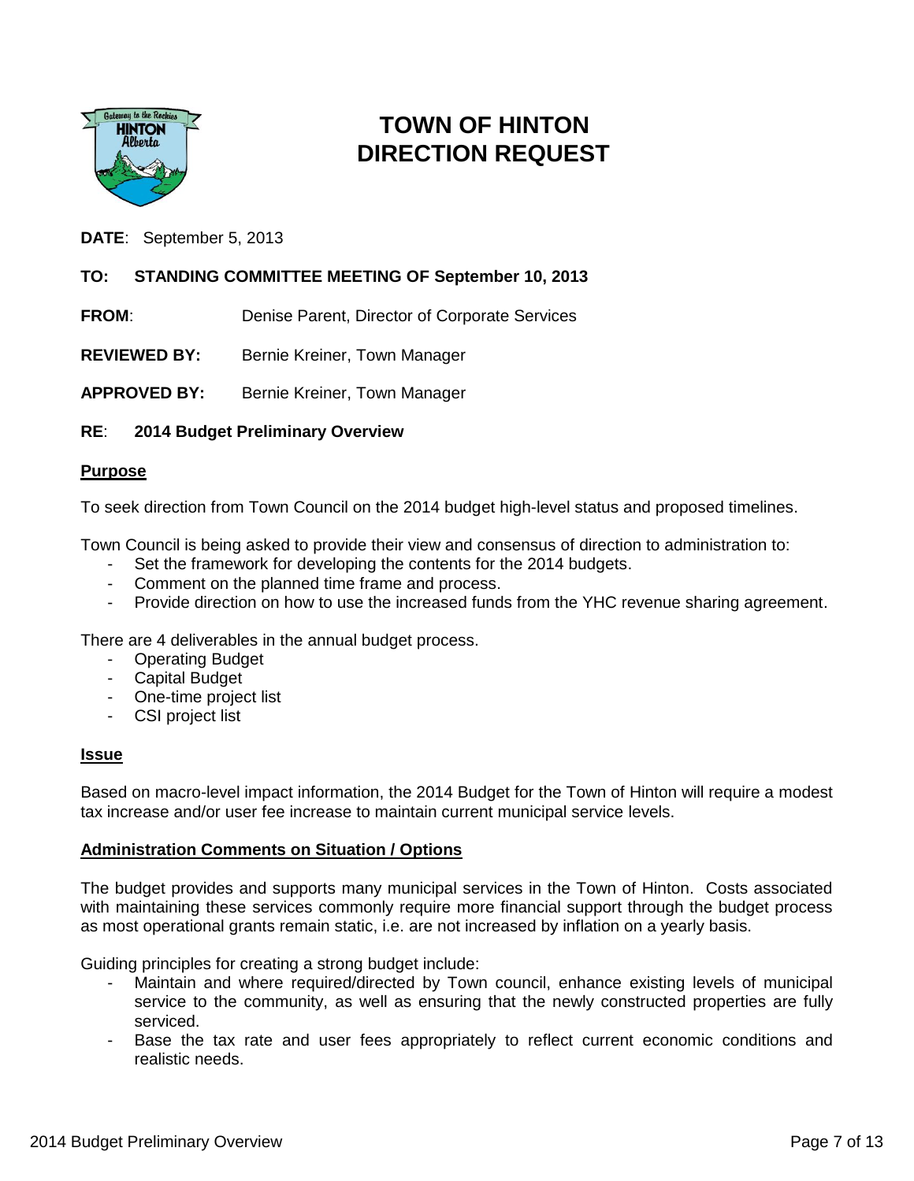# TOWN OF HINTON
# DIRECTION REQUEST

**DATE**: September 5, 2013

**TO: STANDING COMMITTEE MEETING OF September 10, 2013**

**FROM**: Denise Parent, Director of Corporate Services

**REVIEWED BY:** Bernie Kreiner, Town Manager

**APPROVED BY:** Bernie Kreiner, Town Manager

**RE**: **2014 Budget Preliminary Overview**

## Purpose

To seek direction from Town Council on the 2014 budget high-level status and proposed timelines.

Town Council is being asked to provide their view and consensus of direction to administration to:

- Set the framework for developing the contents for the 2014 budgets.
- Comment on the planned time frame and process.
- Provide direction on how to use the increased funds from the YHC revenue sharing agreement.

There are 4 deliverables in the annual budget process.

- Operating Budget
- Capital Budget
- One-time project list
- CSI project list

## Issue

Based on macro-level impact information, the 2014 Budget for the Town of Hinton will require a modest tax increase and/or user fee increase to maintain current municipal service levels.

## Administration Comments on Situation / Options

The budget provides and supports many municipal services in the Town of Hinton. Costs associated with maintaining these services commonly require more financial support through the budget process as most operational grants remain static, i.e. are not increased by inflation on a yearly basis.

Guiding principles for creating a strong budget include:

- Maintain and where required/directed by Town council, enhance existing levels of municipal service to the community, as well as ensuring that the newly constructed properties are fully serviced.
- Base the tax rate and user fees appropriately to reflect current economic conditions and realistic needs.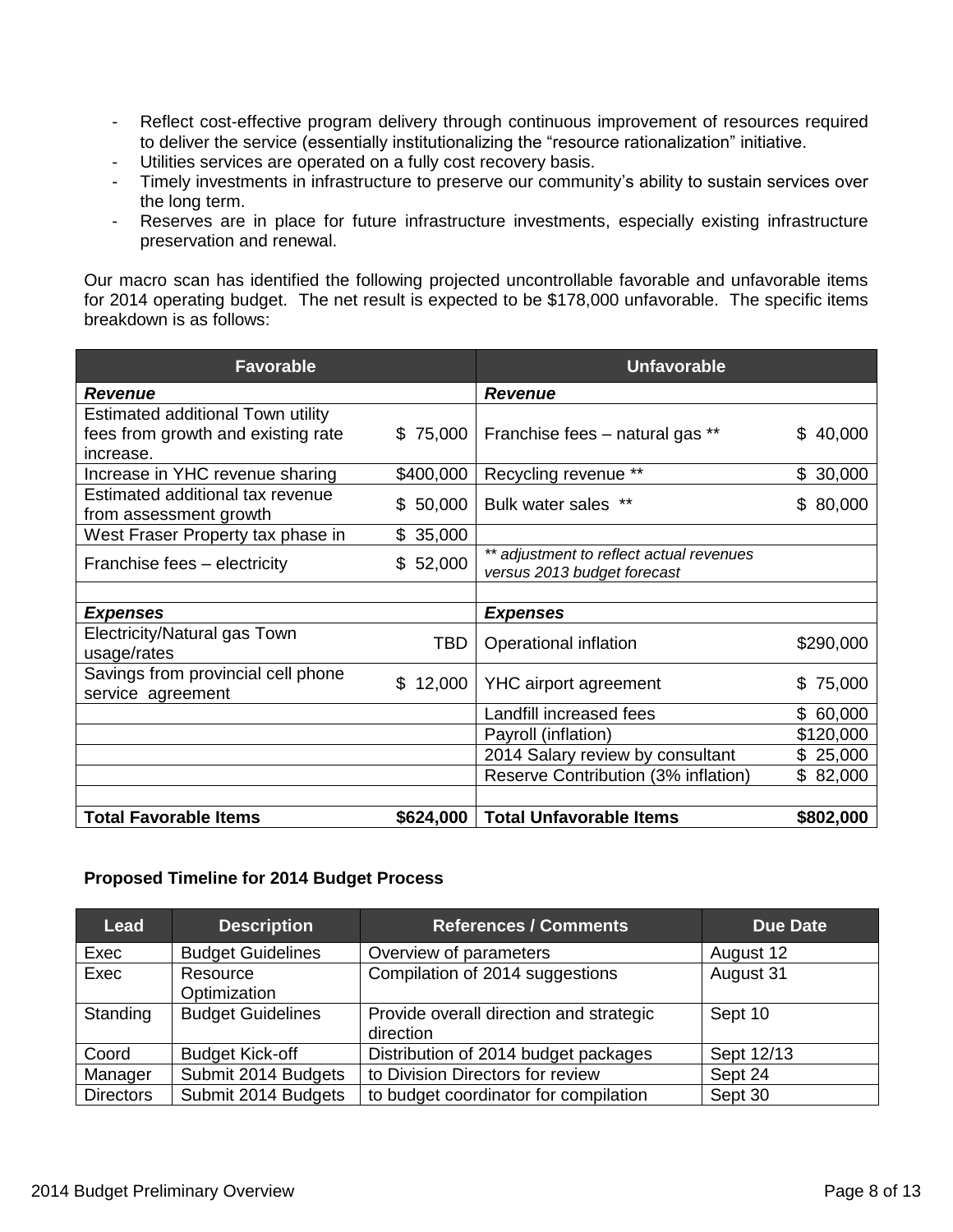- Reflect cost-effective program delivery through continuous improvement of resources required to deliver the service (essentially institutionalizing the "resource rationalization" initiative.
- Utilities services are operated on a fully cost recovery basis.
- Timely investments in infrastructure to preserve our community's ability to sustain services over the long term.
- Reserves are in place for future infrastructure investments, especially existing infrastructure preservation and renewal.

Our macro scan has identified the following projected uncontrollable favorable and unfavorable items for 2014 operating budget. The net result is expected to be $178,000 unfavorable. The specific items breakdown is as follows:

| Favorable | | Unfavorable | |
|---|---|---|---|
| ***Revenue*** | | ***Revenue*** | |
| Estimated additional Town utility fees from growth and existing rate increase. | $ 75,000 | Franchise fees – natural gas ** | $ 40,000 |
| Increase in YHC revenue sharing | $400,000 | Recycling revenue ** | $ 30,000 |
| Estimated additional tax revenue from assessment growth | $ 50,000 | Bulk water sales ** | $ 80,000 |
| West Fraser Property tax phase in | $ 35,000 | | |
| Franchise fees – electricity | $ 52,000 | *** adjustment to reflect actual revenues versus 2013 budget forecast* | |
| | | | |
| ***Expenses*** | | ***Expenses*** | |
| Electricity/Natural gas Town usage/rates | TBD | Operational inflation | $290,000 |
| Savings from provincial cell phone service agreement | $ 12,000 | YHC airport agreement | $ 75,000 |
| | | Landfill increased fees | $ 60,000 |
| | | Payroll (inflation) | $120,000 |
| | | 2014 Salary review by consultant | $ 25,000 |
| | | Reserve Contribution (3% inflation) | $ 82,000 |
| | | | |
| **Total Favorable Items** | **$624,000** | **Total Unfavorable Items** | **$802,000** |

**Proposed Timeline for 2014 Budget Process**

| Lead | Description | References / Comments | Due Date |
|---|---|---|---|
| Exec | Budget Guidelines | Overview of parameters | August 12 |
| Exec | Resource Optimization | Compilation of 2014 suggestions | August 31 |
| Standing | Budget Guidelines | Provide overall direction and strategic direction | Sept 10 |
| Coord | Budget Kick-off | Distribution of 2014 budget packages | Sept 12/13 |
| Manager | Submit 2014 Budgets | to Division Directors for review | Sept 24 |
| Directors | Submit 2014 Budgets | to budget coordinator for compilation | Sept 30 |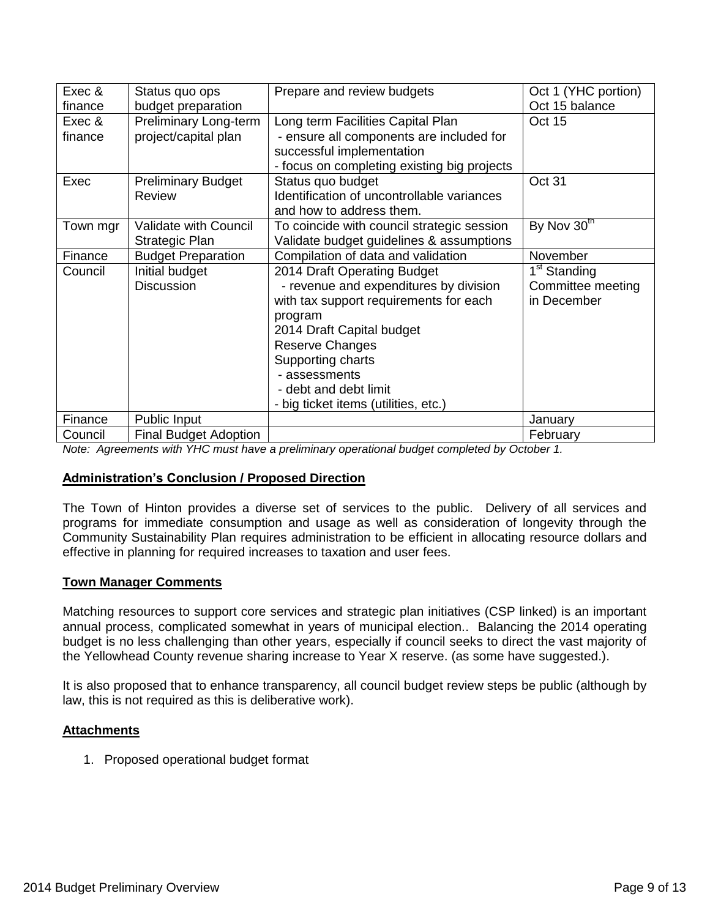| Exec & finance | Status quo ops budget preparation | Prepare and review budgets | Oct 1 (YHC portion)<br>Oct 15 balance |
|---|---|---|---|
| Exec & finance | Preliminary Long-term project/capital plan | Long term Facilities Capital Plan<br>- ensure all components are included for successful implementation<br>- focus on completing existing big projects | Oct 15 |
| Exec | Preliminary Budget Review | Status quo budget<br>Identification of uncontrollable variances and how to address them. | Oct 31 |
| Town mgr | Validate with Council Strategic Plan | To coincide with council strategic session<br>Validate budget guidelines & assumptions | By Nov 30th |
| Finance | Budget Preparation | Compilation of data and validation | November |
| Council | Initial budget Discussion | 2014 Draft Operating Budget<br>- revenue and expenditures by division with tax support requirements for each program<br>2014 Draft Capital budget<br>Reserve Changes<br>Supporting charts<br>- assessments<br>- debt and debt limit<br>- big ticket items (utilities, etc.) | 1st Standing Committee meeting in December |
| Finance | Public Input | | January |
| Council | Final Budget Adoption | | February |

*Note: Agreements with YHC must have a preliminary operational budget completed by October 1.*

**Administration's Conclusion / Proposed Direction**

The Town of Hinton provides a diverse set of services to the public. Delivery of all services and programs for immediate consumption and usage as well as consideration of longevity through the Community Sustainability Plan requires administration to be efficient in allocating resource dollars and effective in planning for required increases to taxation and user fees.

**Town Manager Comments**

Matching resources to support core services and strategic plan initiatives (CSP linked) is an important annual process, complicated somewhat in years of municipal election.. Balancing the 2014 operating budget is no less challenging than other years, especially if council seeks to direct the vast majority of the Yellowhead County revenue sharing increase to Year X reserve. (as some have suggested.).

It is also proposed that to enhance transparency, all council budget review steps be public (although by law, this is not required as this is deliberative work).

**Attachments**

1. Proposed operational budget format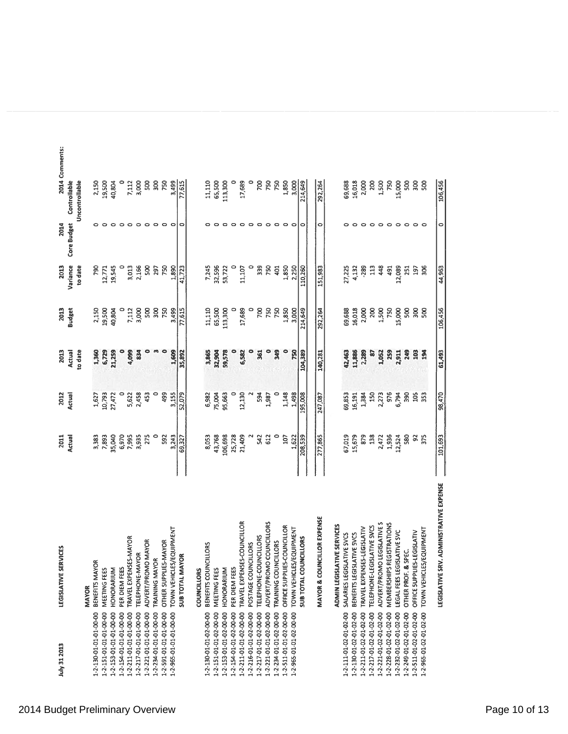| July 31 2013 | LEGISLATIVE SERVICES | 2011 Actual | 2012 Actual | 2013 Actual to date | 2013 Budget | 2013 Variance to date | 2014 Core Budget | Controllable Uncontrollable | 2014 Comments: |
|---|---|---|---|---|---|---|---|---|---|
| | **MAYOR** | | | | | | | | |
| 1-2-130-01-01-01-00-00 | BENEFITS MAYOR | 3,383 | 1,627 | 1,360 | 2,150 | 790 | 0 | 2,150 | |
| 1-2-151-01-01-01-00-00 | MEETING FEES | 7,893 | 10,793 | 6,729 | 19,500 | 12,771 | 0 | 19,500 | |
| 1-2-153-01-01-01-00-00 | HONORARIUM | 35,040 | 27,472 | 21,259 | 40,804 | 19,545 | 0 | 40,804 | |
| 1-2-154-01-01-01-00-00 | PER DIEM FEES | 6,970 | 0 | 0 | 0 | 0 | 0 | 0 | |
| 1-2-211-01-01-01-00-00 | TRAVEL EXPENSES-MAYOR | 7,995 | 5,622 | 4,099 | 7,112 | 3,013 | 0 | 7,112 | |
| 1-2-217-01-01-01-00-00 | TELEPHONE-MAYOR | 3,935 | 2,458 | 834 | 3,000 | 2,166 | 0 | 3,000 | |
| 1-2-221-01-01-01-00-00 | ADVERT/PROMO MAYOR | 275 | 453 | 0 | 500 | 500 | 0 | 500 | |
| 1-2-234-01-01-01-00-00 | TRAINING MAYOR | 0 | 0 | 3 | 300 | 297 | 0 | 300 | |
| 1-2-591-01-01-01-00-00 | OTHER SUPPLIES-MAYOR | 592 | 499 | 0 | 750 | 750 | 0 | 750 | |
| 1-2-965-01-01-01-00-00 | TOWN VEHICLES/EQUIPMENT | 3,243 | 3,155 | 1,609 | 3,499 | 1,890 | 0 | 3,499 | |
| | **SUB TOTAL MAYOR** | 69,327 | 52,079 | 35,892 | 77,615 | 41,723 | 0 | 77,615 | |
| | **COUNCILLORS** | | | | | | | | |
| 1-2-130-01-01-02-00-00 | BENEFITS COUNCILLORS | 8,053 | 6,982 | 3,865 | 11,110 | 7,245 | 0 | 11,110 | |
| 1-2-151-01-01-02-00-00 | MEETING FEES | 43,768 | 75,004 | 32,904 | 65,500 | 32,596 | 0 | 65,500 | |
| 1-2-153-01-01-02-00-00 | HONORARIUM | 106,698 | 95,663 | 59,578 | 113,300 | 53,722 | 0 | 113,300 | |
| 1-2-154-01-01-02-00-00 | PER DIEM FEES | 25,728 | 0 | 0 | 0 | 0 | 0 | 0 | |
| 1-2-211-01-01-02-00-00 | TRAVEL EXPENSES-COUNCILLOR | 21,409 | 12,130 | 6,582 | 17,689 | 11,107 | 0 | 17,689 | |
| 1-2-216-01-01-02-00-00 | POSTAGE COUNCILLORS | 2 | 2 | 0 | 0 | 0 | 0 | 0 | |
| 1-2-217-01-01-02-00-00 | TELEPHONE-COUNCILLORS | 542 | 594 | 361 | 700 | 339 | 0 | 700 | |
| 1-2-221-01-01-02-00-00 | ADVERT/PROMO COUNCILLORS | 612 | 1,987 | 0 | 750 | 750 | 0 | 750 | |
| 1-2-234-01-01-02-00-00 | TRAINING COUNCILLORS | 0 | 0 | 349 | 750 | 401 | 0 | 750 | |
| 1-2-511-01-01-02-00-00 | OFFICE SUPPLIES-COUNCILLOR | 107 | 1,148 | 0 | 1,850 | 1,850 | 0 | 1,850 | |
| 1-2-965-01-01-02-00-00 | TOWN VEHICLES/EQUIPMENT | 1,622 | 1,498 | 750 | 3,000 | 2,250 | 0 | 3,000 | |
| | **SUB TOTAL COUNCILLORS** | 208,539 | 195,008 | 104,389 | 214,649 | 110,260 | 0 | 214,649 | |
| | **MAYOR & COUNCILLOR EXPENSE** | 277,865 | 247,087 | 140,281 | 292,264 | 151,983 | 0 | 292,264 | |
| | **ADMIN LEGISLATIVE SERVICES** | | | | | | | | |
| 1-2-111-01-01-02-01-00 | SALARIES LEGISLATIVE SVCS | 67,019 | 69,853 | 42,463 | 69,688 | 27,225 | 0 | 69,688 | |
| 1-2-130-01-02-01-02-00 | BENEFITS LEGISLATIVE SVCS | 15,679 | 16,191 | 11,886 | 16,018 | 4,132 | 0 | 16,018 | |
| 1-2-211-01-02-01-02-00 | TRAVEL EXPENSES-LEGISLATIV | 879 | 1,384 | 2,289 | 2,000 | -289 | 0 | 2,000 | |
| 1-2-217-01-02-01-02-00 | TELEPHONE-LEGISLATIVE SVCS | 138 | 150 | 87 | 200 | 113 | 0 | 200 | |
| 1-2-221-01-02-01-02-00 | ADVERT/PROMO LEGISLATIVE S | 2,472 | 2,273 | 1,052 | 1,500 | 448 | 0 | 1,500 | |
| 1-2-228-01-02-01-02-00 | MEMBERSHIPS REGISTRATIONS | 1,936 | 976 | 259 | 750 | 491 | 0 | 750 | |
| 1-2-232-01-02-01-02-00 | LEGAL FEES LEGISLATIVE SVC | 12,524 | 6,794 | 2,911 | 15,000 | 12,089 | 0 | 15,000 | |
| 1-2-249-01-02-01-02-00 | OTHER PROF. & SPEC. | 580 | 390 | 249 | 500 | 251 | 0 | 500 | |
| 1-2-511-01-02-01-02-00 | OFFICE SUPPLIES-LEGISLATIV | 92 | 105 | 103 | 300 | 197 | 0 | 300 | |
| 1-2-965-01-02-01-02-00 | TOWN VEHICLES/EQUIPMENT | 375 | 353 | 194 | 500 | 306 | 0 | 500 | |
| | **LEGISLATIVE SRV. ADMINISTRATIVE EXPENSE** | 101,693 | 98,470 | 61,493 | 106,456 | 44,963 | 0 | 106,456 | |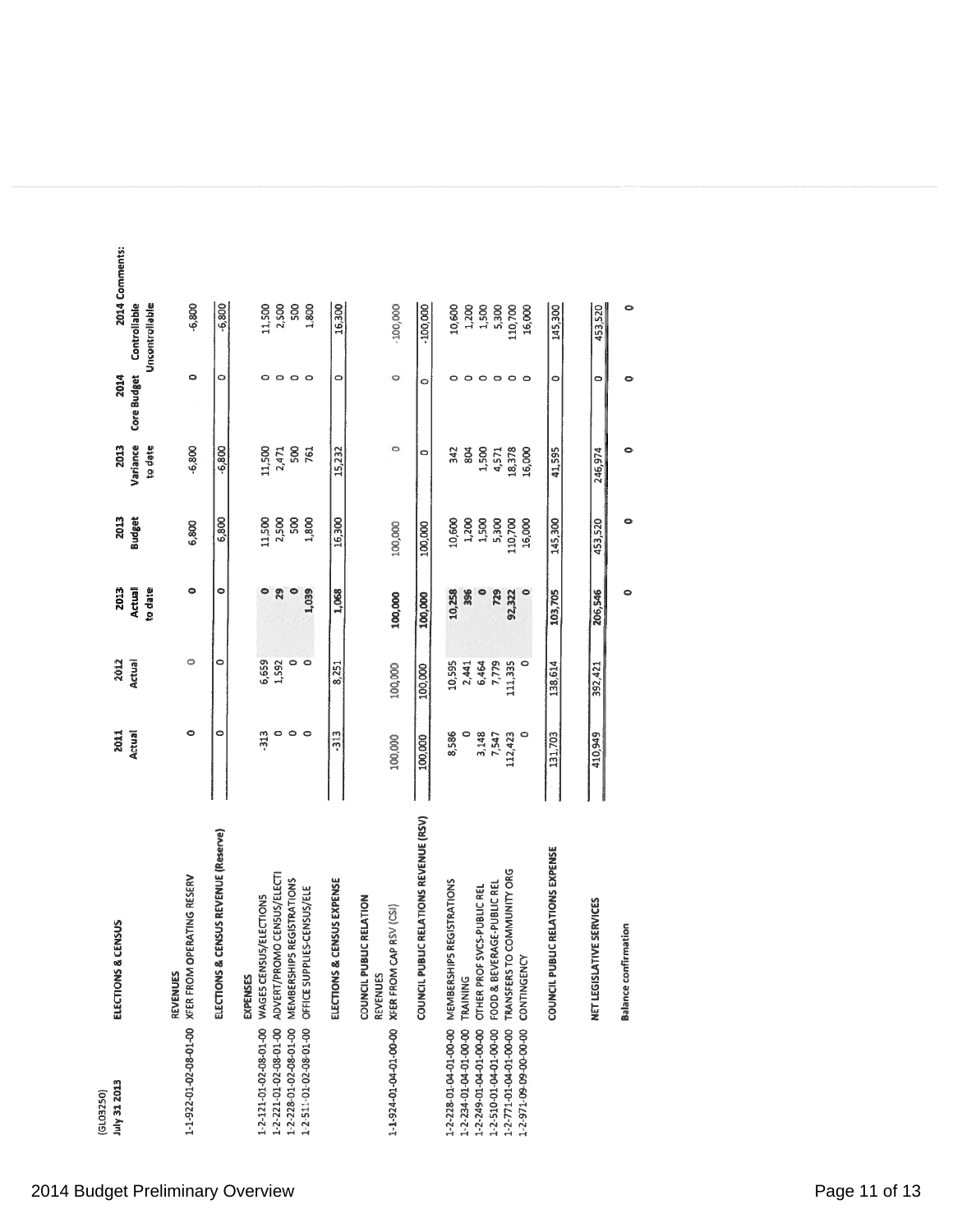(GL03250)

July 31 2013

| | ELECTIONS & CENSUS | 2011 Actual | 2012 Actual | 2013 Actual to date | 2013 Budget | 2013 Variance to date | 2014 Core Budget | 2014 Controllable Uncontrollable | 2014 Comments: |
|---|---|---|---|---|---|---|---|---|---|
| | REVENUES | | | | | | | | |
| 1-1-922-01-02-08-01-00 | XFER FROM OPERATING RESERV | 0 | 0 | 0 | 6,800 | -6,800 | 0 | -6,800 | |
| | ELECTIONS & CENSUS REVENUE (Reserve) | 0 | 0 | 0 | 6,800 | -6,800 | 0 | -6,800 | |
| | EXPENSES | | | | | | | | |
| 1-2-121-01-02-08-01-00 | WAGES CENSUS/ELECTIONS | -313 | 6,659 | 0 | 11,500 | 11,500 | 0 | 11,500 | |
| 1-2-221-01-02-08-01-00 | ADVERT/PROMO CENSUS/ELECTI | 0 | 1,592 | 29 | 2,500 | 2,471 | 0 | 2,500 | |
| 1-2-228-01-02-08-01-00 | MEMBERSHIPS REGISTRATIONS | 0 | 0 | 0 | 500 | 500 | 0 | 500 | |
| 1-2-511-01-02-08-01-00 | OFFICE SUPPLIES-CENSUS/ELE | 0 | 0 | 1,039 | 1,800 | 761 | 0 | 1,800 | |
| | ELECTIONS & CENSUS EXPENSE | -313 | 8,251 | 1,068 | 16,300 | 15,232 | 0 | 16,300 | |
| | COUNCIL PUBLIC RELATION | | | | | | | | |
| | REVENUES | | | | | | | | |
| 1-1-924-01-04-01-00-00 | XFER FROM CAP RSV (CSI) | 100,000 | 100,000 | 100,000 | 100,000 | 0 | 0 | -100,000 | |
| | COUNCIL PUBLIC RELATIONS REVENUE (RSV) | 100,000 | 100,000 | 100,000 | 100,000 | 0 | 0 | -100,000 | |
| 1-2-228-01-04-01-00-00 | MEMBERSHIPS REGISTRATIONS | 8,586 | 10,595 | 10,258 | 10,600 | 342 | 0 | 10,600 | |
| 1-2-234-01-04-01-00-00 | TRAINING | 0 | 2,441 | 396 | 1,200 | 804 | 0 | 1,200 | |
| 1-2-249-01-04-01-00-00 | OTHER PROF SVCS-PUBLIC REL | 3,148 | 6,464 | 0 | 1,500 | 1,500 | 0 | 1,500 | |
| 1-2-510-01-04-01-00-00 | FOOD & BEVERAGE-PUBLIC REL | 7,547 | 7,779 | 729 | 5,300 | 4,571 | 0 | 5,300 | |
| 1-2-771-01-04-01-00-00 | TRANSFERS TO COMMUNITY ORG | 112,423 | 111,335 | 92,322 | 110,700 | 18,378 | 0 | 110,700 | |
| 1-2-971-09-09-00-00-00 | CONTINGENCY | 0 | 0 | 0 | 16,000 | 16,000 | 0 | 16,000 | |
| | COUNCIL PUBLIC RELATIONS EXPENSE | 131,703 | 138,614 | 103,705 | 145,300 | 41,595 | 0 | 145,300 | |
| | NET LEGISLATIVE SERVICES | 410,949 | 392,421 | 206,546 | 453,520 | 246,974 | 0 | 453,520 | |
| | Balance confirmation | | | 0 | 0 | 0 | 0 | 0 | |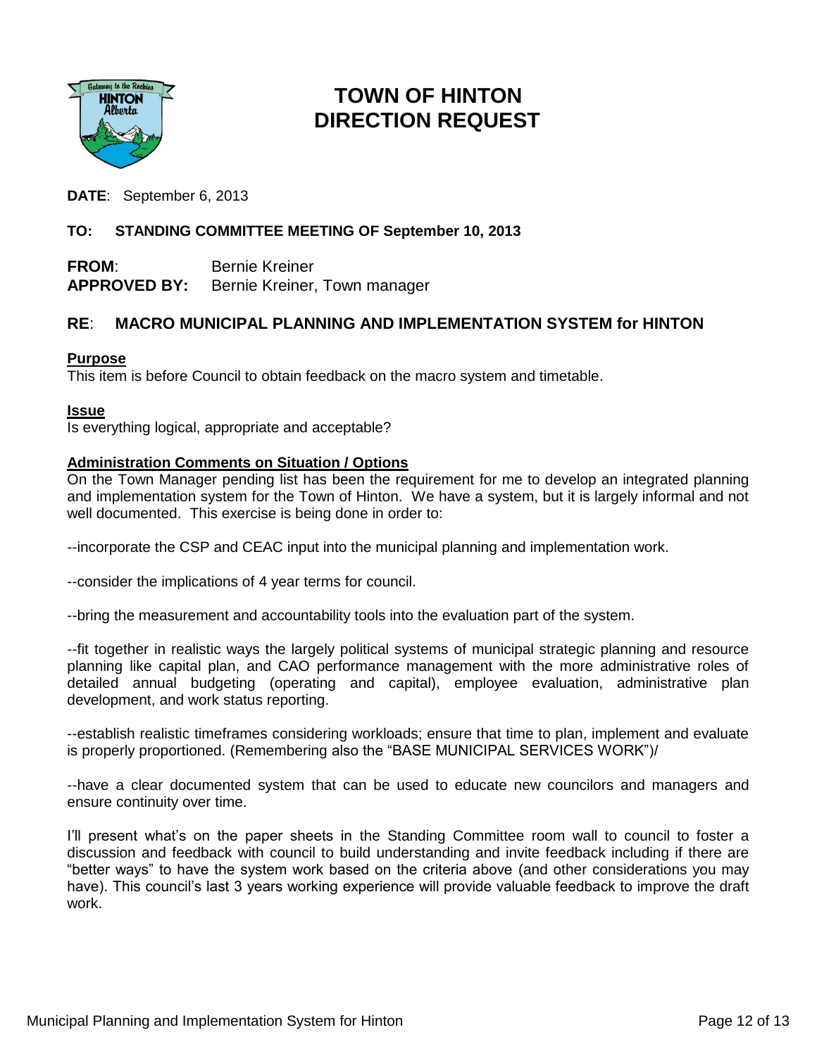# TOWN OF HINTON
# DIRECTION REQUEST

**DATE**: September 6, 2013

**TO: STANDING COMMITTEE MEETING OF September 10, 2013**

**FROM**: Bernie Kreiner
**APPROVED BY:** Bernie Kreiner, Town manager

## RE: MACRO MUNICIPAL PLANNING AND IMPLEMENTATION SYSTEM for HINTON

**Purpose**

This item is before Council to obtain feedback on the macro system and timetable.

**Issue**

Is everything logical, appropriate and acceptable?

**Administration Comments on Situation / Options**

On the Town Manager pending list has been the requirement for me to develop an integrated planning and implementation system for the Town of Hinton. We have a system, but it is largely informal and not well documented. This exercise is being done in order to:

--incorporate the CSP and CEAC input into the municipal planning and implementation work.

--consider the implications of 4 year terms for council.

--bring the measurement and accountability tools into the evaluation part of the system.

--fit together in realistic ways the largely political systems of municipal strategic planning and resource planning like capital plan, and CAO performance management with the more administrative roles of detailed annual budgeting (operating and capital), employee evaluation, administrative plan development, and work status reporting.

--establish realistic timeframes considering workloads; ensure that time to plan, implement and evaluate is properly proportioned. (Remembering also the "BASE MUNICIPAL SERVICES WORK")/

--have a clear documented system that can be used to educate new councilors and managers and ensure continuity over time.

I'll present what's on the paper sheets in the Standing Committee room wall to council to foster a discussion and feedback with council to build understanding and invite feedback including if there are "better ways" to have the system work based on the criteria above (and other considerations you may have). This council's last 3 years working experience will provide valuable feedback to improve the draft work.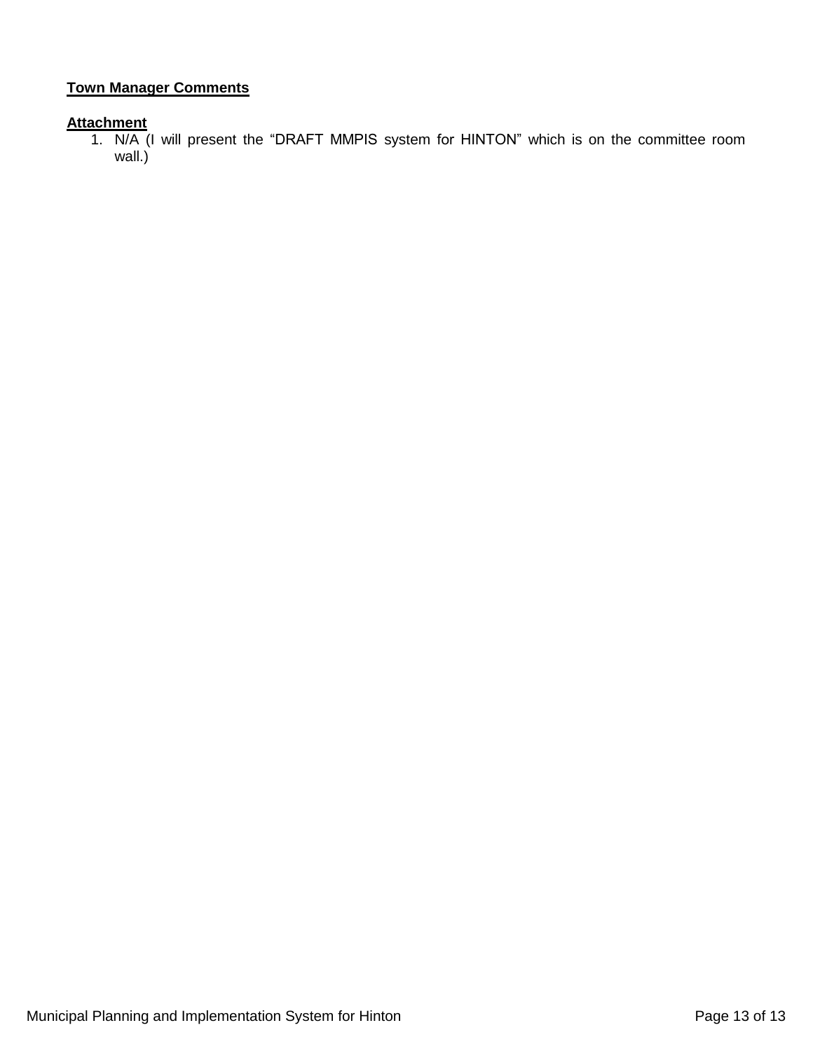**Town Manager Comments**

**Attachment**

1. N/A (I will present the "DRAFT MMPIS system for HINTON" which is on the committee room wall.)